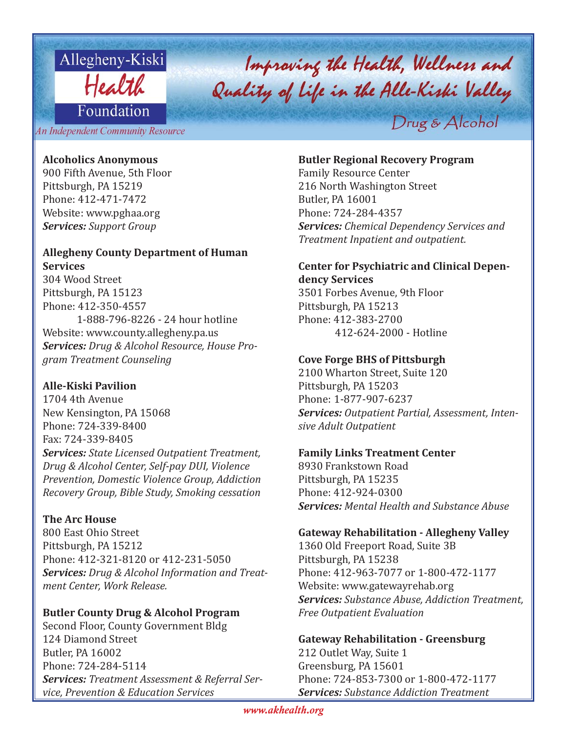Allegheny-Kiski Health Foundation

*An Independent Community Resource*

# Improving the Health, Wellness and Quality of Life in the Alle-Kiski Valley

## Drug & Alcohol

**Alcoholics Anonymous**
900 Fifth Avenue, 5th Floor
Pittsburgh, PA 15219
Phone: 412-471-7472
Website: www.pghaa.org
***Services:*** *Support Group*

**Allegheny County Department of Human Services**
304 Wood Street
Pittsburgh, PA 15123
Phone: 412-350-4557
1-888-796-8226 - 24 hour hotline
Website: www.county.allegheny.pa.us
***Services:*** *Drug & Alcohol Resource, House Program Treatment Counseling*

**Alle-Kiski Pavilion**
1704 4th Avenue
New Kensington, PA 15068
Phone: 724-339-8400
Fax: 724-339-8405
***Services:*** *State Licensed Outpatient Treatment, Drug & Alcohol Center, Self-pay DUI, Violence Prevention, Domestic Violence Group, Addiction Recovery Group, Bible Study, Smoking cessation*

**The Arc House**
800 East Ohio Street
Pittsburgh, PA 15212
Phone: 412-321-8120 or 412-231-5050
***Services:*** *Drug & Alcohol Information and Treatment Center, Work Release.*

**Butler County Drug & Alcohol Program**
Second Floor, County Government Bldg
124 Diamond Street
Butler, PA 16002
Phone: 724-284-5114
***Services:*** *Treatment Assessment & Referral Service, Prevention & Education Services*

**Butler Regional Recovery Program**
Family Resource Center
216 North Washington Street
Butler, PA 16001
Phone: 724-284-4357
***Services:*** *Chemical Dependency Services and Treatment Inpatient and outpatient.*

**Center for Psychiatric and Clinical Dependency Services**
3501 Forbes Avenue, 9th Floor
Pittsburgh, PA 15213
Phone: 412-383-2700
412-624-2000 - Hotline

**Cove Forge BHS of Pittsburgh**
2100 Wharton Street, Suite 120
Pittsburgh, PA 15203
Phone: 1-877-907-6237
***Services:*** *Outpatient Partial, Assessment, Intensive Adult Outpatient*

**Family Links Treatment Center**
8930 Frankstown Road
Pittsburgh, PA 15235
Phone: 412-924-0300
***Services:*** *Mental Health and Substance Abuse*

**Gateway Rehabilitation - Allegheny Valley**
1360 Old Freeport Road, Suite 3B
Pittsburgh, PA 15238
Phone: 412-963-7077 or 1-800-472-1177
Website: www.gatewayrehab.org
***Services:*** *Substance Abuse, Addiction Treatment, Free Outpatient Evaluation*

**Gateway Rehabilitation - Greensburg**
212 Outlet Way, Suite 1
Greensburg, PA 15601
Phone: 724-853-7300 or 1-800-472-1177
***Services:*** *Substance Addiction Treatment*

*www.akhealth.org*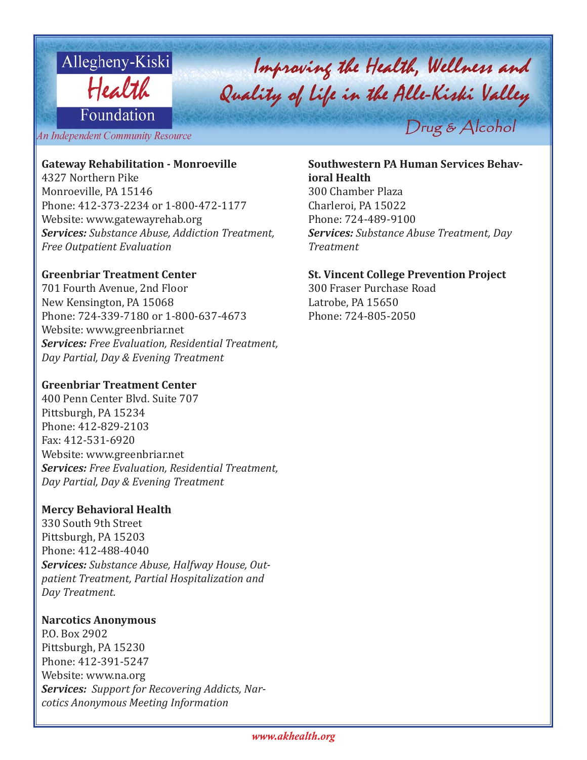Allegheny-Kiski Health Foundation

*An Independent Community Resource*

*Improving the Health, Wellness and Quality of Life in the Alle-Kiski Valley*

Drug & Alcohol

**Gateway Rehabilitation - Monroeville**
4327 Northern Pike
Monroeville, PA 15146
Phone: 412-373-2234 or 1-800-472-1177
Website: www.gatewayrehab.org
***Services:*** *Substance Abuse, Addiction Treatment, Free Outpatient Evaluation*

**Greenbriar Treatment Center**
701 Fourth Avenue, 2nd Floor
New Kensington, PA 15068
Phone: 724-339-7180 or 1-800-637-4673
Website: www.greenbriar.net
***Services:*** *Free Evaluation, Residential Treatment, Day Partial, Day & Evening Treatment*

**Greenbriar Treatment Center**
400 Penn Center Blvd. Suite 707
Pittsburgh, PA 15234
Phone: 412-829-2103
Fax: 412-531-6920
Website: www.greenbriar.net
***Services:*** *Free Evaluation, Residential Treatment, Day Partial, Day & Evening Treatment*

**Mercy Behavioral Health**
330 South 9th Street
Pittsburgh, PA 15203
Phone: 412-488-4040
***Services:*** *Substance Abuse, Halfway House, Outpatient Treatment, Partial Hospitalization and Day Treatment.*

**Narcotics Anonymous**
P.O. Box 2902
Pittsburgh, PA 15230
Phone: 412-391-5247
Website: www.na.org
***Services:*** *Support for Recovering Addicts, Narcotics Anonymous Meeting Information*

**Southwestern PA Human Services Behavioral Health**
300 Chamber Plaza
Charleroi, PA 15022
Phone: 724-489-9100
***Services:*** *Substance Abuse Treatment, Day Treatment*

**St. Vincent College Prevention Project**
300 Fraser Purchase Road
Latrobe, PA 15650
Phone: 724-805-2050

www.akhealth.org